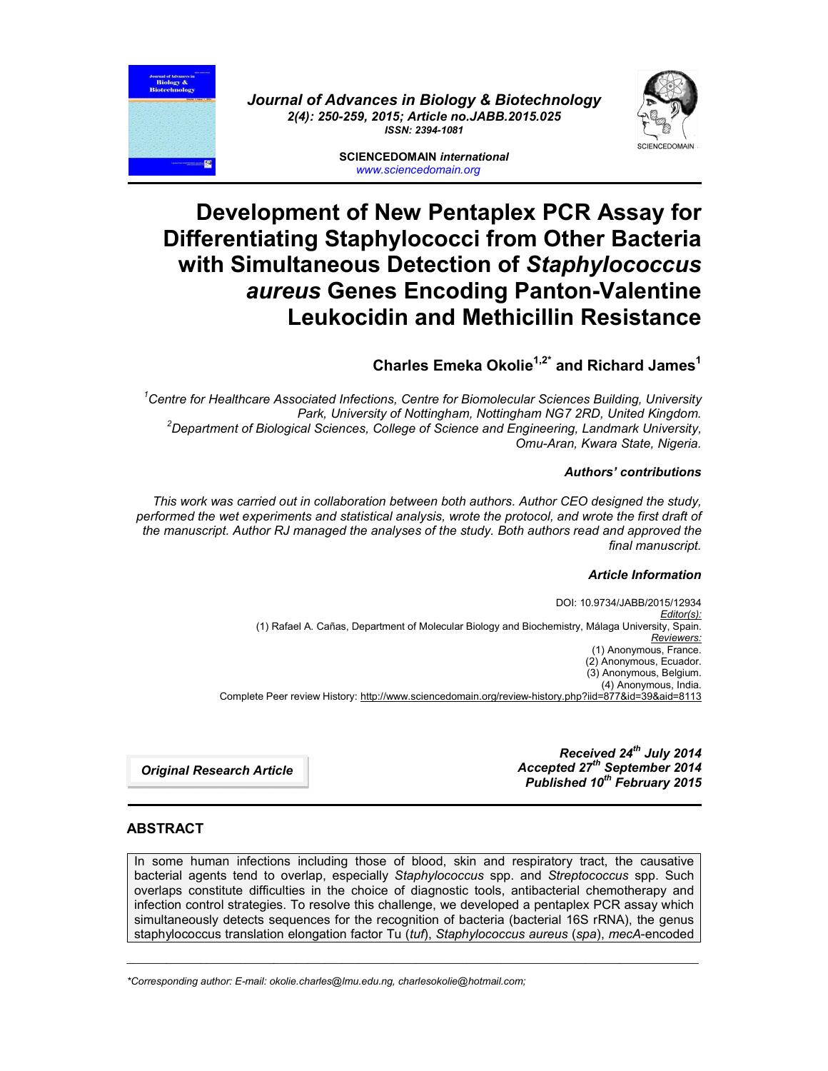*Journal of Advances in Biology & Biotechnology*
*2(4): 250-259, 2015; Article no.JABB.2015.025*
*ISSN: 2394-1081*

**SCIENCEDOMAIN** ***international***
*www.sciencedomain.org*

# Development of New Pentaplex PCR Assay for Differentiating Staphylococci from Other Bacteria with Simultaneous Detection of *Staphylococcus aureus* Genes Encoding Panton-Valentine Leukocidin and Methicillin Resistance

**Charles Emeka Okolie[1,2*] and Richard James[1]**

*[1]Centre for Healthcare Associated Infections, Centre for Biomolecular Sciences Building, University Park, University of Nottingham, Nottingham NG7 2RD, United Kingdom.*
*[2]Department of Biological Sciences, College of Science and Engineering, Landmark University, Omu-Aran, Kwara State, Nigeria.*

***Authors' contributions***

*This work was carried out in collaboration between both authors. Author CEO designed the study, performed the wet experiments and statistical analysis, wrote the protocol, and wrote the first draft of the manuscript. Author RJ managed the analyses of the study. Both authors read and approved the final manuscript.*

***Article Information***

DOI: 10.9734/JABB/2015/12934
*Editor(s):*
(1) Rafael A. Cañas, Department of Molecular Biology and Biochemistry, Málaga University, Spain.
*Reviewers:*
(1) Anonymous, France.
(2) Anonymous, Ecuador.
(3) Anonymous, Belgium.
(4) Anonymous, India.
Complete Peer review History: http://www.sciencedomain.org/review-history.php?iid=877&id=39&aid=8113

***Original Research Article***

***Received 24th July 2014***
***Accepted 27th September 2014***
***Published 10th February 2015***

## ABSTRACT

In some human infections including those of blood, skin and respiratory tract, the causative bacterial agents tend to overlap, especially *Staphylococcus* spp. and *Streptococcus* spp. Such overlaps constitute difficulties in the choice of diagnostic tools, antibacterial chemotherapy and infection control strategies. To resolve this challenge, we developed a pentaplex PCR assay which simultaneously detects sequences for the recognition of bacteria (bacterial 16S rRNA), the genus staphylococcus translation elongation factor Tu (*tuf*), *Staphylococcus aureus* (*spa*), *mecA*-encoded

---

*Corresponding author: E-mail: okolie.charles@lmu.edu.ng, charlesokolie@hotmail.com;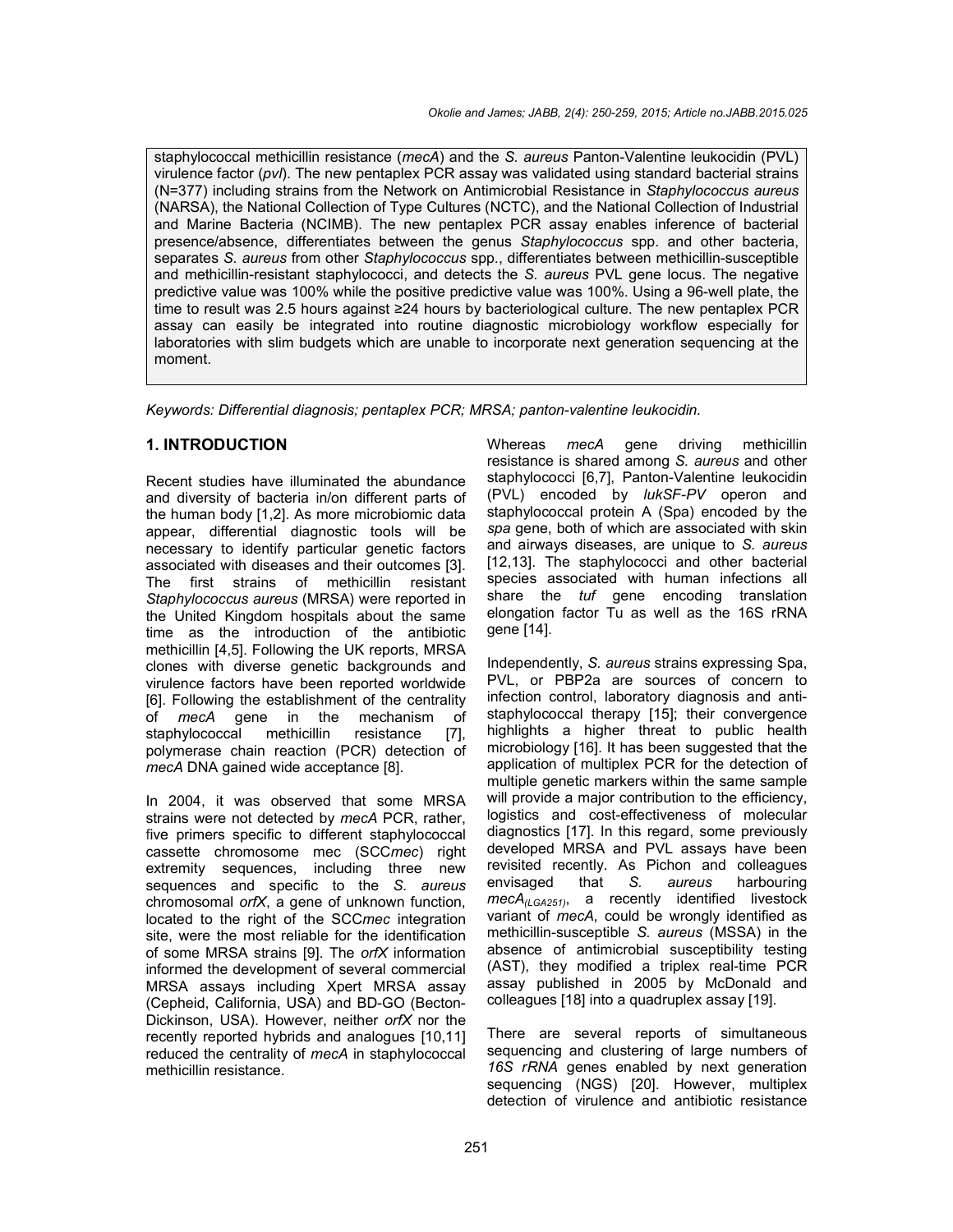staphylococcal methicillin resistance (*mecA*) and the *S. aureus* Panton-Valentine leukocidin (PVL) virulence factor (*pvl*). The new pentaplex PCR assay was validated using standard bacterial strains (N=377) including strains from the Network on Antimicrobial Resistance in *Staphylococcus aureus* (NARSA), the National Collection of Type Cultures (NCTC), and the National Collection of Industrial and Marine Bacteria (NCIMB). The new pentaplex PCR assay enables inference of bacterial presence/absence, differentiates between the genus *Staphylococcus* spp. and other bacteria, separates *S. aureus* from other *Staphylococcus* spp., differentiates between methicillin-susceptible and methicillin-resistant staphylococci, and detects the *S. aureus* PVL gene locus. The negative predictive value was 100% while the positive predictive value was 100%. Using a 96-well plate, the time to result was 2.5 hours against ≥24 hours by bacteriological culture. The new pentaplex PCR assay can easily be integrated into routine diagnostic microbiology workflow especially for laboratories with slim budgets which are unable to incorporate next generation sequencing at the moment.

*Keywords: Differential diagnosis; pentaplex PCR; MRSA; panton-valentine leukocidin.*

## 1. INTRODUCTION

Recent studies have illuminated the abundance and diversity of bacteria in/on different parts of the human body [1,2]. As more microbiome data appear, differential diagnostic tools will be necessary to identify particular genetic factors associated with diseases and their outcomes [3]. The first strains of methicillin resistant *Staphylococcus aureus* (MRSA) were reported in the United Kingdom hospitals about the same time as the introduction of the antibiotic methicillin [4,5]. Following the UK reports, MRSA clones with diverse genetic backgrounds and virulence factors have been reported worldwide [6]. Following the establishment of the centrality of *mecA* gene in the mechanism of staphylococcal methicillin resistance [7], polymerase chain reaction (PCR) detection of *mecA* DNA gained wide acceptance [8].

In 2004, it was observed that some MRSA strains were not detected by *mecA* PCR, rather, five primers specific to different staphylococcal cassette chromosome mec (SCC*mec*) right extremity sequences, including three new sequences and specific to the *S. aureus* chromosomal *orfX*, a gene of unknown function, located to the right of the SCC*mec* integration site, were the most reliable for the identification of some MRSA strains [9]. The *orfX* information informed the development of several commercial MRSA assays including Xpert MRSA assay (Cepheid, California, USA) and BD-GO (Becton-Dickinson, USA). However, neither *orfX* nor the recently reported hybrids and analogues [10,11] reduced the centrality of *mecA* in staphylococcal methicillin resistance.

Whereas *mecA* gene driving methicillin resistance is shared among *S. aureus* and other staphylococci [6,7], Panton-Valentine leukocidin (PVL) encoded by *lukSF-PV* operon and staphylococcal protein A (Spa) encoded by the *spa* gene, both of which are associated with skin and airways diseases, are unique to *S. aureus* [12,13]. The staphylococci and other bacterial species associated with human infections all share the *tuf* gene encoding translation elongation factor Tu as well as the 16S rRNA gene [14].

Independently, *S. aureus* strains expressing Spa, PVL, or PBP2a are sources of concern to infection control, laboratory diagnosis and anti-staphylococcal therapy [15]; their convergence highlights a higher threat to public health microbiology [16]. It has been suggested that the application of multiplex PCR for the detection of multiple genetic markers within the same sample will provide a major contribution to the efficiency, logistics and cost-effectiveness of molecular diagnostics [17]. In this regard, some previously developed MRSA and PVL assays have been revisited recently. As Pichon and colleagues envisaged that *S. aureus* harbouring $mecA_{(LGA251)}$, a recently identified livestock variant of *mecA*, could be wrongly identified as methicillin-susceptible *S. aureus* (MSSA) in the absence of antimicrobial susceptibility testing (AST), they modified a triplex real-time PCR assay published in 2005 by McDonald and colleagues [18] into a quadruplex assay [19].

There are several reports of simultaneous sequencing and clustering of large numbers of *16S rRNA* genes enabled by next generation sequencing (NGS) [20]. However, multiplex detection of virulence and antibiotic resistance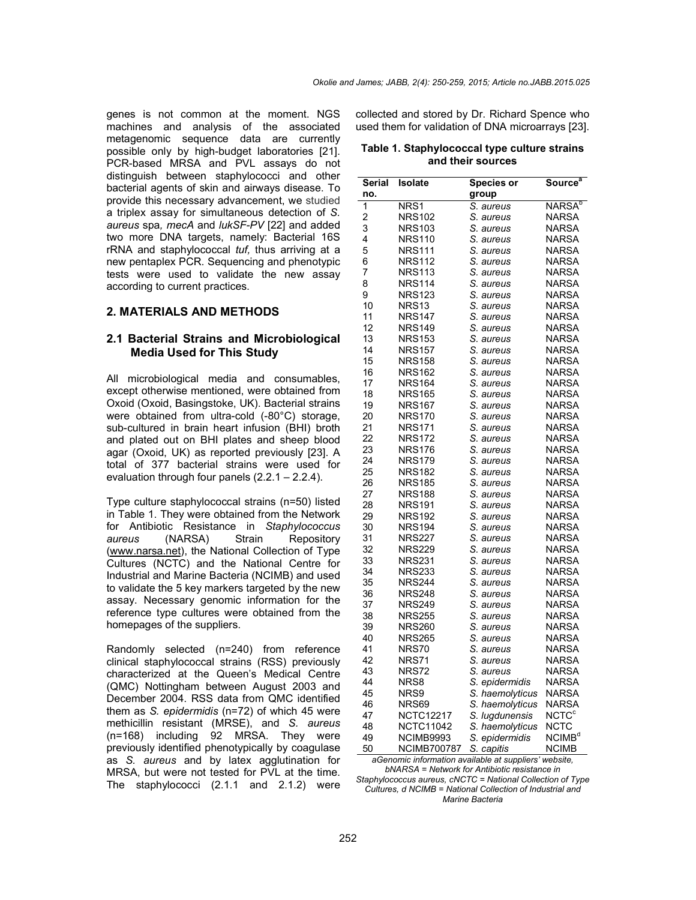genes is not common at the moment. NGS machines and analysis of the associated metagenomic sequence data are currently possible only by high-budget laboratories [21]. PCR-based MRSA and PVL assays do not distinguish between staphylococci and other bacterial agents of skin and airways disease. To provide this necessary advancement, we studied a triplex assay for simultaneous detection of *S. aureus* spa*, mecA* and *lukSF-PV* [22] and added two more DNA targets, namely: Bacterial 16S rRNA and staphylococcal *tuf,* thus arriving at a new pentaplex PCR. Sequencing and phenotypic tests were used to validate the new assay according to current practices.

## 2. MATERIALS AND METHODS

### 2.1 Bacterial Strains and Microbiological Media Used for This Study

All microbiological media and consumables, except otherwise mentioned, were obtained from Oxoid (Oxoid, Basingstoke, UK). Bacterial strains were obtained from ultra-cold (-80°C) storage, sub-cultured in brain heart infusion (BHI) broth and plated out on BHI plates and sheep blood agar (Oxoid, UK) as reported previously [23]. A total of 377 bacterial strains were used for evaluation through four panels (2.2.1 – 2.2.4).

Type culture staphylococcal strains (n=50) listed in Table 1. They were obtained from the Network for Antibiotic Resistance in *Staphylococcus aureus* (NARSA) Strain Repository (www.narsa.net), the National Collection of Type Cultures (NCTC) and the National Centre for Industrial and Marine Bacteria (NCIMB) and used to validate the 5 key markers targeted by the new assay. Necessary genomic information for the reference type cultures were obtained from the homepages of the suppliers.

Randomly selected (n=240) from reference clinical staphylococcal strains (RSS) previously characterized at the Queen's Medical Centre (QMC) Nottingham between August 2003 and December 2004. RSS data from QMC identified them as *S. epidermidis* (n=72) of which 45 were methicillin resistant (MRSE), and *S. aureus* (n=168) including 92 MRSA. They were previously identified phenotypically by coagulase as *S. aureus* and by latex agglutination for MRSA, but were not tested for PVL at the time. The staphylococci (2.1.1 and 2.1.2) were collected and stored by Dr. Richard Spence who used them for validation of DNA microarrays [23].

**Table 1. Staphylococcal type culture strains and their sources**

| Serial no. | Isolate | Species or group | Source[a] |
|---|---|---|---|
| 1 | NRS1 | *S. aureus* | NARSA[b] |
| 2 | NRS102 | *S. aureus* | NARSA |
| 3 | NRS103 | *S. aureus* | NARSA |
| 4 | NRS110 | *S. aureus* | NARSA |
| 5 | NRS111 | *S. aureus* | NARSA |
| 6 | NRS112 | *S. aureus* | NARSA |
| 7 | NRS113 | *S. aureus* | NARSA |
| 8 | NRS114 | *S. aureus* | NARSA |
| 9 | NRS123 | *S. aureus* | NARSA |
| 10 | NRS13 | *S. aureus* | NARSA |
| 11 | NRS147 | *S. aureus* | NARSA |
| 12 | NRS149 | *S. aureus* | NARSA |
| 13 | NRS153 | *S. aureus* | NARSA |
| 14 | NRS157 | *S. aureus* | NARSA |
| 15 | NRS158 | *S. aureus* | NARSA |
| 16 | NRS162 | *S. aureus* | NARSA |
| 17 | NRS164 | *S. aureus* | NARSA |
| 18 | NRS165 | *S. aureus* | NARSA |
| 19 | NRS167 | *S. aureus* | NARSA |
| 20 | NRS170 | *S. aureus* | NARSA |
| 21 | NRS171 | *S. aureus* | NARSA |
| 22 | NRS172 | *S. aureus* | NARSA |
| 23 | NRS176 | *S. aureus* | NARSA |
| 24 | NRS179 | *S. aureus* | NARSA |
| 25 | NRS182 | *S. aureus* | NARSA |
| 26 | NRS185 | *S. aureus* | NARSA |
| 27 | NRS188 | *S. aureus* | NARSA |
| 28 | NRS191 | *S. aureus* | NARSA |
| 29 | NRS192 | *S. aureus* | NARSA |
| 30 | NRS194 | *S. aureus* | NARSA |
| 31 | NRS227 | *S. aureus* | NARSA |
| 32 | NRS229 | *S. aureus* | NARSA |
| 33 | NRS231 | *S. aureus* | NARSA |
| 34 | NRS233 | *S. aureus* | NARSA |
| 35 | NRS244 | *S. aureus* | NARSA |
| 36 | NRS248 | *S. aureus* | NARSA |
| 37 | NRS249 | *S. aureus* | NARSA |
| 38 | NRS255 | *S. aureus* | NARSA |
| 39 | NRS260 | *S. aureus* | NARSA |
| 40 | NRS265 | *S. aureus* | NARSA |
| 41 | NRS70 | *S. aureus* | NARSA |
| 42 | NRS71 | *S. aureus* | NARSA |
| 43 | NRS72 | *S. aureus* | NARSA |
| 44 | NRS8 | *S. epidermidis* | NARSA |
| 45 | NRS9 | *S. haemolyticus* | NARSA |
| 46 | NRS69 | *S. haemolyticus* | NARSA |
| 47 | NCTC12217 | *S. lugdunensis* | NCTC[c] |
| 48 | NCTC11042 | *S. haemolyticus* | NCTC |
| 49 | NCIMB9993 | *S. epidermidis* | NCIMB[d] |
| 50 | NCIMB700787 | *S. capitis* | NCIMB |

*aGenomic information available at suppliers' website, bNARSA = Network for Antibiotic resistance in Staphylococcus aureus, cNCTC = National Collection of Type Cultures, d NCIMB = National Collection of Industrial and Marine Bacteria*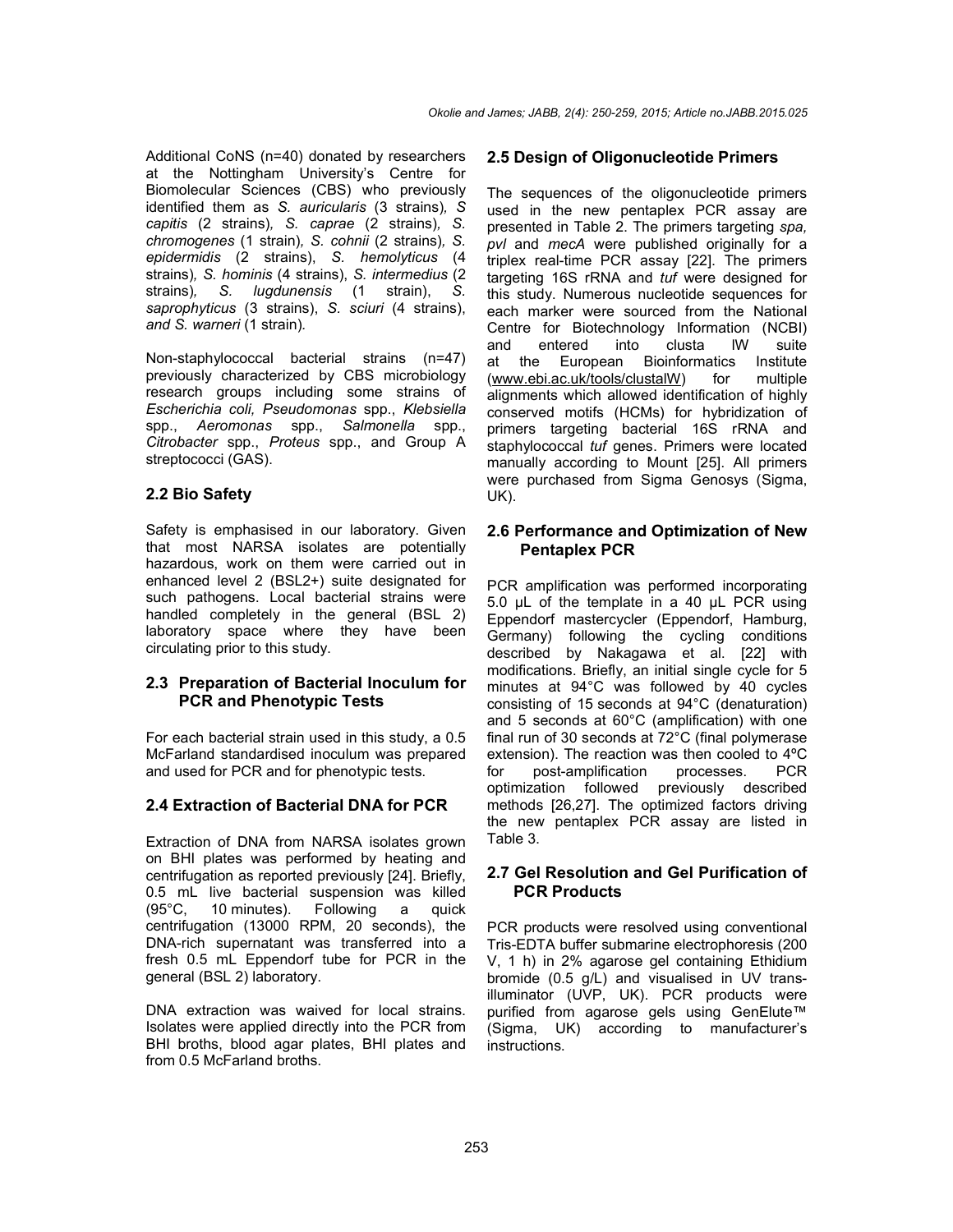Additional CoNS (n=40) donated by researchers at the Nottingham University's Centre for Biomolecular Sciences (CBS) who previously identified them as *S. auricularis* (3 strains)*, S capitis* (2 strains)*, S. caprae* (2 strains)*, S. chromogenes* (1 strain)*, S. cohnii* (2 strains)*, S. epidermidis* (2 strains), *S. hemolyticus* (4 strains)*, S. hominis* (4 strains), *S. intermedius* (2 strains)*, S. lugdunensis* (1 strain), *S. saprophyticus* (3 strains), *S. sciuri* (4 strains), *and S. warneri* (1 strain)*.*

Non-staphylococcal bacterial strains (n=47) previously characterized by CBS microbiology research groups including some strains of *Escherichia coli, Pseudomonas* spp., *Klebsiella* spp., *Aeromonas* spp., *Salmonella* spp., *Citrobacter* spp., *Proteus* spp., and Group A streptococci (GAS).

## 2.2 Bio Safety

Safety is emphasised in our laboratory. Given that most NARSA isolates are potentially hazardous, work on them were carried out in enhanced level 2 (BSL2+) suite designated for such pathogens. Local bacterial strains were handled completely in the general (BSL 2) laboratory space where they have been circulating prior to this study.

## 2.3 Preparation of Bacterial Inoculum for PCR and Phenotypic Tests

For each bacterial strain used in this study, a 0.5 McFarland standardised inoculum was prepared and used for PCR and for phenotypic tests.

## 2.4 Extraction of Bacterial DNA for PCR

Extraction of DNA from NARSA isolates grown on BHI plates was performed by heating and centrifugation as reported previously [24]. Briefly, 0.5 mL live bacterial suspension was killed (95°C, 10 minutes). Following a quick centrifugation (13000 RPM, 20 seconds), the DNA-rich supernatant was transferred into a fresh 0.5 mL Eppendorf tube for PCR in the general (BSL 2) laboratory.

DNA extraction was waived for local strains. Isolates were applied directly into the PCR from BHI broths, blood agar plates, BHI plates and from 0.5 McFarland broths.

## 2.5 Design of Oligonucleotide Primers

The sequences of the oligonucleotide primers used in the new pentaplex PCR assay are presented in Table 2. The primers targeting *spa, pvl* and *mecA* were published originally for a triplex real-time PCR assay [22]. The primers targeting 16S rRNA and *tuf* were designed for this study. Numerous nucleotide sequences for each marker were sourced from the National Centre for Biotechnology Information (NCBI) and entered into clusta lW suite at the European Bioinformatics Institute (www.ebi.ac.uk/tools/clustalW) for multiple alignments which allowed identification of highly conserved motifs (HCMs) for hybridization of primers targeting bacterial 16S rRNA and staphylococcal *tuf* genes. Primers were located manually according to Mount [25]. All primers were purchased from Sigma Genosys (Sigma, UK).

## 2.6 Performance and Optimization of New Pentaplex PCR

PCR amplification was performed incorporating 5.0 µL of the template in a 40 µL PCR using Eppendorf mastercycler (Eppendorf, Hamburg, Germany) following the cycling conditions described by Nakagawa et al. [22] with modifications. Briefly, an initial single cycle for 5 minutes at 94°C was followed by 40 cycles consisting of 15 seconds at 94°C (denaturation) and 5 seconds at 60°C (amplification) with one final run of 30 seconds at 72°C (final polymerase extension). The reaction was then cooled to 4ºC for post-amplification processes. PCR optimization followed previously described methods [26,27]. The optimized factors driving the new pentaplex PCR assay are listed in Table 3.

## 2.7 Gel Resolution and Gel Purification of PCR Products

PCR products were resolved using conventional Tris-EDTA buffer submarine electrophoresis (200 V, 1 h) in 2% agarose gel containing Ethidium bromide (0.5 g/L) and visualised in UV trans-illuminator (UVP, UK). PCR products were purified from agarose gels using GenElute™ (Sigma, UK) according to manufacturer's instructions.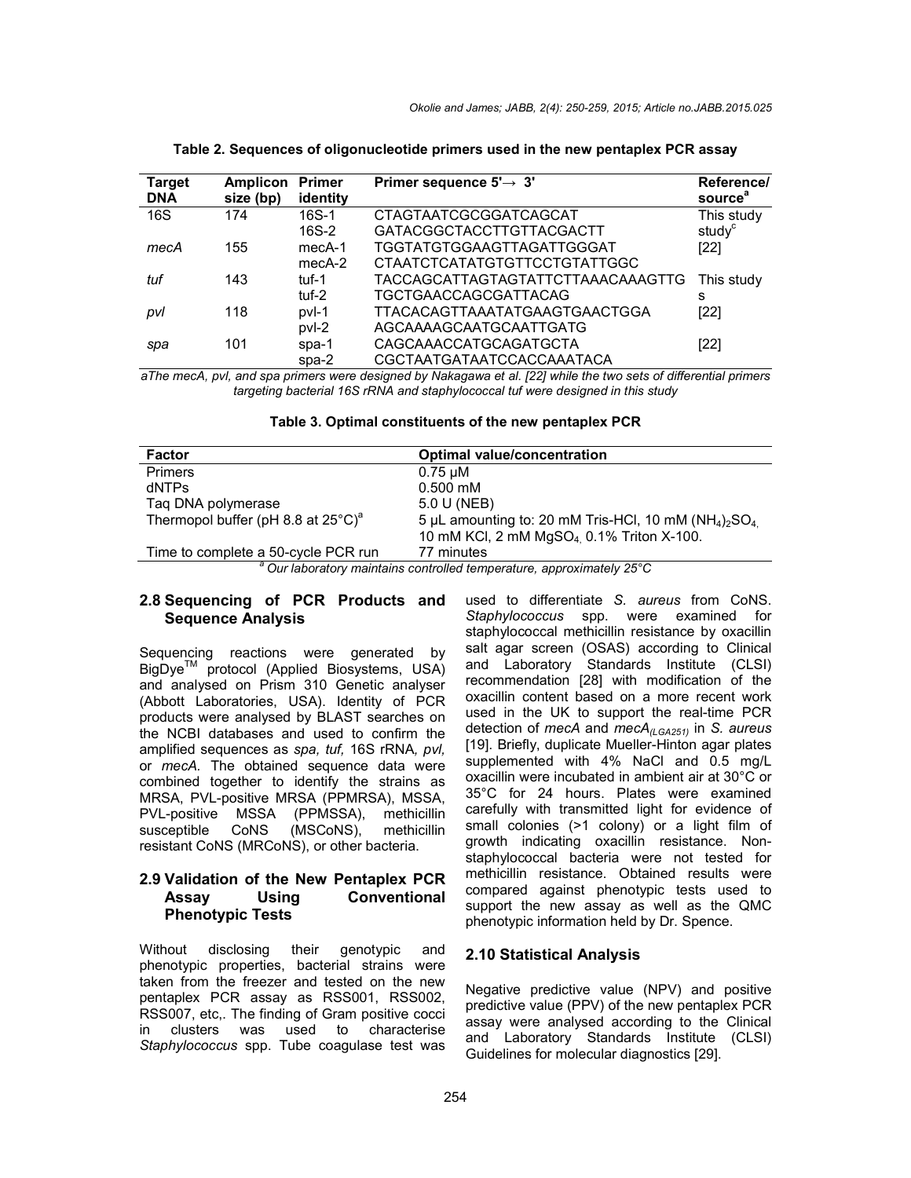**Table 2. Sequences of oligonucleotide primers used in the new pentaplex PCR assay**

| Target DNA | Amplicon size (bp) | Primer identity | Primer sequence 5'→ 3' | Reference/ source[a] |
|---|---|---|---|---|
| 16S | 174 | 16S-1 | CTAGTAATCGCGGATCAGCAT | This study |
| | | 16S-2 | GATACGGCTACCTTGTTACGACTT | study[c] |
| *mecA* | 155 | mecA-1 | TGGTATGTGGAAGTTAGATTGGGAT | [22] |
| | | mecA-2 | CTAATCTCATATGTGTTCCTGTATTGGC | |
| *tuf* | 143 | tuf-1 | TACCAGCATTAGTAGTATTCTTAAACAAAGTTG | This study |
| | | tuf-2 | TGCTGAACCAGCGATTACAG | s |
| *pvl* | 118 | pvl-1 | TTACACAGTTAAATATGAAGTGAACTGGA | [22] |
| | | pvl-2 | AGCAAAAGCAATGCAATTGATG | |
| *spa* | 101 | spa-1 | CAGCAAACCATGCAGATGCTA | [22] |
| | | spa-2 | CGCTAATGATAATCCACCAAATACA | |

*aThe mecA, pvl, and spa primers were designed by Nakagawa et al. [22] while the two sets of differential primers targeting bacterial 16S rRNA and staphylococcal tuf were designed in this study*

**Table 3. Optimal constituents of the new pentaplex PCR**

| Factor | Optimal value/concentration |
|---|---|
| Primers | 0.75 μM |
| dNTPs | 0.500 mM |
| Taq DNA polymerase | 5.0 U (NEB) |
| Thermopol buffer (pH 8.8 at 25°C)[a] | 5 μL amounting to: 20 mM Tris-HCl, 10 mM $(NH_4)_2SO_4$, 10 mM KCl, 2 mM $MgSO_4$, 0.1% Triton X-100. |
| Time to complete a 50-cycle PCR run | 77 minutes |

*[a] Our laboratory maintains controlled temperature, approximately 25°C*

## 2.8 Sequencing of PCR Products and Sequence Analysis

Sequencing reactions were generated by BigDye™ protocol (Applied Biosystems, USA) and analysed on Prism 310 Genetic analyser (Abbott Laboratories, USA). Identity of PCR products were analysed by BLAST searches on the NCBI databases and used to confirm the amplified sequences as *spa, tuf,* 16S rRNA*, pvl,* or *mecA.* The obtained sequence data were combined together to identify the strains as MRSA, PVL-positive MRSA (PPMRSA), MSSA, PVL-positive MSSA (PPMSSA), methicillin susceptible CoNS (MSCoNS), methicillin resistant CoNS (MRCoNS), or other bacteria.

## 2.9 Validation of the New Pentaplex PCR Assay Using Conventional Phenotypic Tests

Without disclosing their genotypic and phenotypic properties, bacterial strains were taken from the freezer and tested on the new pentaplex PCR assay as RSS001, RSS002, RSS007, etc,. The finding of Gram positive cocci in clusters was used to characterise *Staphylococcus* spp. Tube coagulase test was used to differentiate *S. aureus* from CoNS. *Staphylococcus* spp. were examined for staphylococcal methicillin resistance by oxacillin salt agar screen (OSAS) according to Clinical and Laboratory Standards Institute (CLSI) recommendation [28] with modification of the oxacillin content based on a more recent work used in the UK to support the real-time PCR detection of *mecA* and $mecA_{(LGA251)}$ in *S. aureus* [19]. Briefly, duplicate Mueller-Hinton agar plates supplemented with 4% NaCl and 0.5 mg/L oxacillin were incubated in ambient air at 30°C or 35°C for 24 hours. Plates were examined carefully with transmitted light for evidence of small colonies (>1 colony) or a light film of growth indicating oxacillin resistance. Non-staphylococcal bacteria were not tested for methicillin resistance. Obtained results were compared against phenotypic tests used to support the new assay as well as the QMC phenotypic information held by Dr. Spence.

## 2.10 Statistical Analysis

Negative predictive value (NPV) and positive predictive value (PPV) of the new pentaplex PCR assay were analysed according to the Clinical and Laboratory Standards Institute (CLSI) Guidelines for molecular diagnostics [29].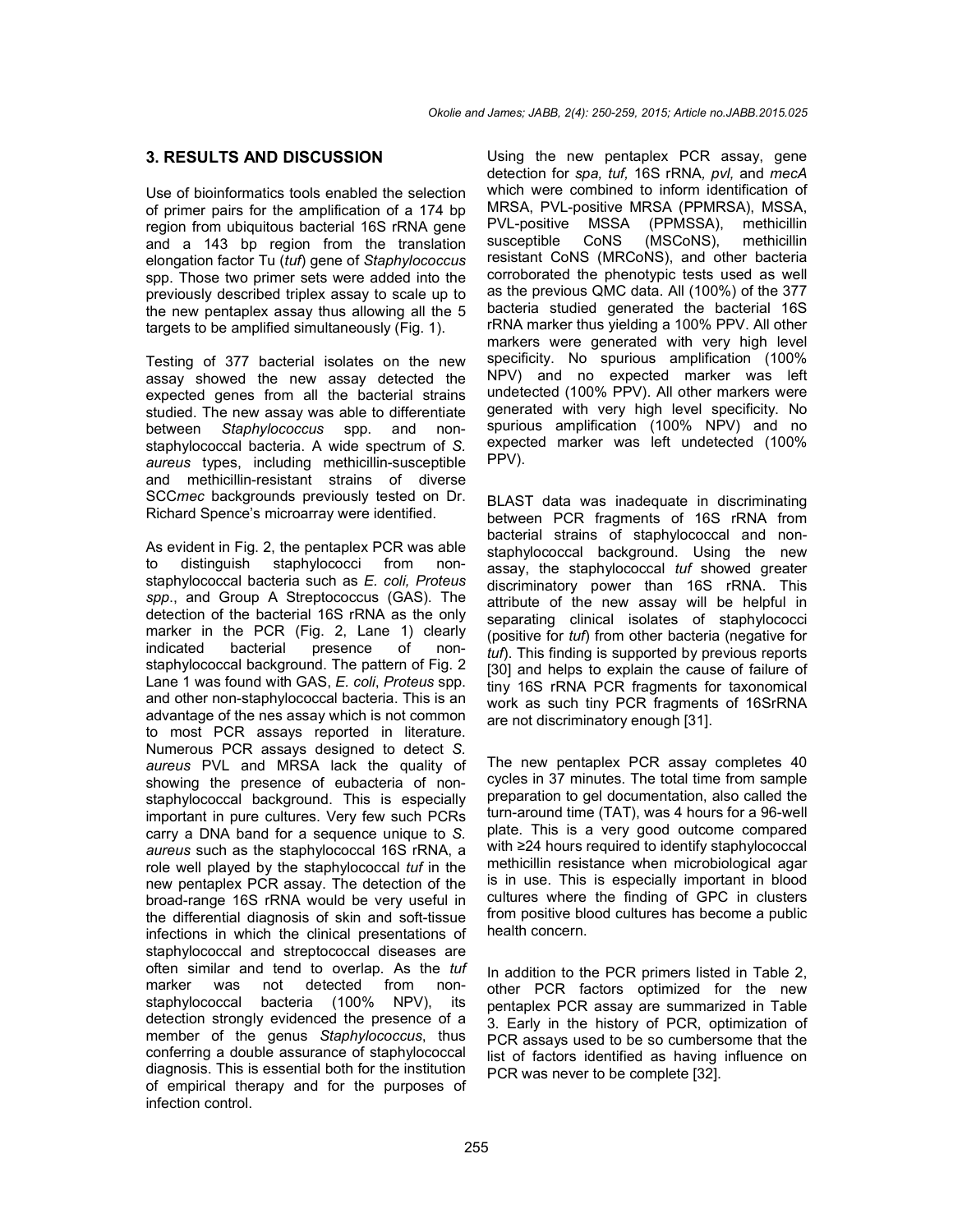## 3. RESULTS AND DISCUSSION

Use of bioinformatics tools enabled the selection of primer pairs for the amplification of a 174 bp region from ubiquitous bacterial 16S rRNA gene and a 143 bp region from the translation elongation factor Tu (*tuf*) gene of *Staphylococcus* spp. Those two primer sets were added into the previously described triplex assay to scale up to the new pentaplex assay thus allowing all the 5 targets to be amplified simultaneously (Fig. 1).

Testing of 377 bacterial isolates on the new assay showed the new assay detected the expected genes from all the bacterial strains studied. The new assay was able to differentiate between *Staphylococcus* spp. and non-staphylococcal bacteria. A wide spectrum of *S. aureus* types, including methicillin-susceptible and methicillin-resistant strains of diverse SCC*mec* backgrounds previously tested on Dr. Richard Spence's microarray were identified.

As evident in Fig. 2, the pentaplex PCR was able to distinguish staphylococci from non-staphylococcal bacteria such as *E. coli, Proteus spp*., and Group A Streptococcus (GAS). The detection of the bacterial 16S rRNA as the only marker in the PCR (Fig. 2, Lane 1) clearly indicated bacterial presence of non-staphylococcal background. The pattern of Fig. 2 Lane 1 was found with GAS, *E. coli*, *Proteus* spp. and other non-staphylococcal bacteria. This is an advantage of the nes assay which is not common to most PCR assays reported in literature. Numerous PCR assays designed to detect *S. aureus* PVL and MRSA lack the quality of showing the presence of eubacteria of non-staphylococcal background. This is especially important in pure cultures. Very few such PCRs carry a DNA band for a sequence unique to *S. aureus* such as the staphylococcal 16S rRNA, a role well played by the staphylococcal *tuf* in the new pentaplex PCR assay. The detection of the broad-range 16S rRNA would be very useful in the differential diagnosis of skin and soft-tissue infections in which the clinical presentations of staphylococcal and streptococcal diseases are often similar and tend to overlap. As the *tuf* marker was not detected from non-staphylococcal bacteria (100% NPV), its detection strongly evidenced the presence of a member of the genus *Staphylococcus*, thus conferring a double assurance of staphylococcal diagnosis. This is essential both for the institution of empirical therapy and for the purposes of infection control.

Using the new pentaplex PCR assay, gene detection for *spa, tuf,* 16S rRNA*, pvl,* and *mecA* which were combined to inform identification of MRSA, PVL-positive MRSA (PPMRSA), MSSA, PVL-positive MSSA (PPMSSA), methicillin susceptible CoNS (MSCoNS), methicillin resistant CoNS (MRCoNS), and other bacteria corroborated the phenotypic tests used as well as the previous QMC data. All (100%) of the 377 bacteria studied generated the bacterial 16S rRNA marker thus yielding a 100% PPV. All other markers were generated with very high level specificity. No spurious amplification (100% NPV) and no expected marker was left undetected (100% PPV). All other markers were generated with very high level specificity. No spurious amplification (100% NPV) and no expected marker was left undetected (100% PPV).

BLAST data was inadequate in discriminating between PCR fragments of 16S rRNA from bacterial strains of staphylococcal and non-staphylococcal background. Using the new assay, the staphylococcal *tuf* showed greater discriminatory power than 16S rRNA. This attribute of the new assay will be helpful in separating clinical isolates of staphylococci (positive for *tuf*) from other bacteria (negative for *tuf*). This finding is supported by previous reports [30] and helps to explain the cause of failure of tiny 16S rRNA PCR fragments for taxonomical work as such tiny PCR fragments of 16SrRNA are not discriminatory enough [31].

The new pentaplex PCR assay completes 40 cycles in 37 minutes. The total time from sample preparation to gel documentation, also called the turn-around time (TAT), was 4 hours for a 96-well plate. This is a very good outcome compared with ≥24 hours required to identify staphylococcal methicillin resistance when microbiological agar is in use. This is especially important in blood cultures where the finding of GPC in clusters from positive blood cultures has become a public health concern.

In addition to the PCR primers listed in Table 2, other PCR factors optimized for the new pentaplex PCR assay are summarized in Table 3. Early in the history of PCR, optimization of PCR assays used to be so cumbersome that the list of factors identified as having influence on PCR was never to be complete [32].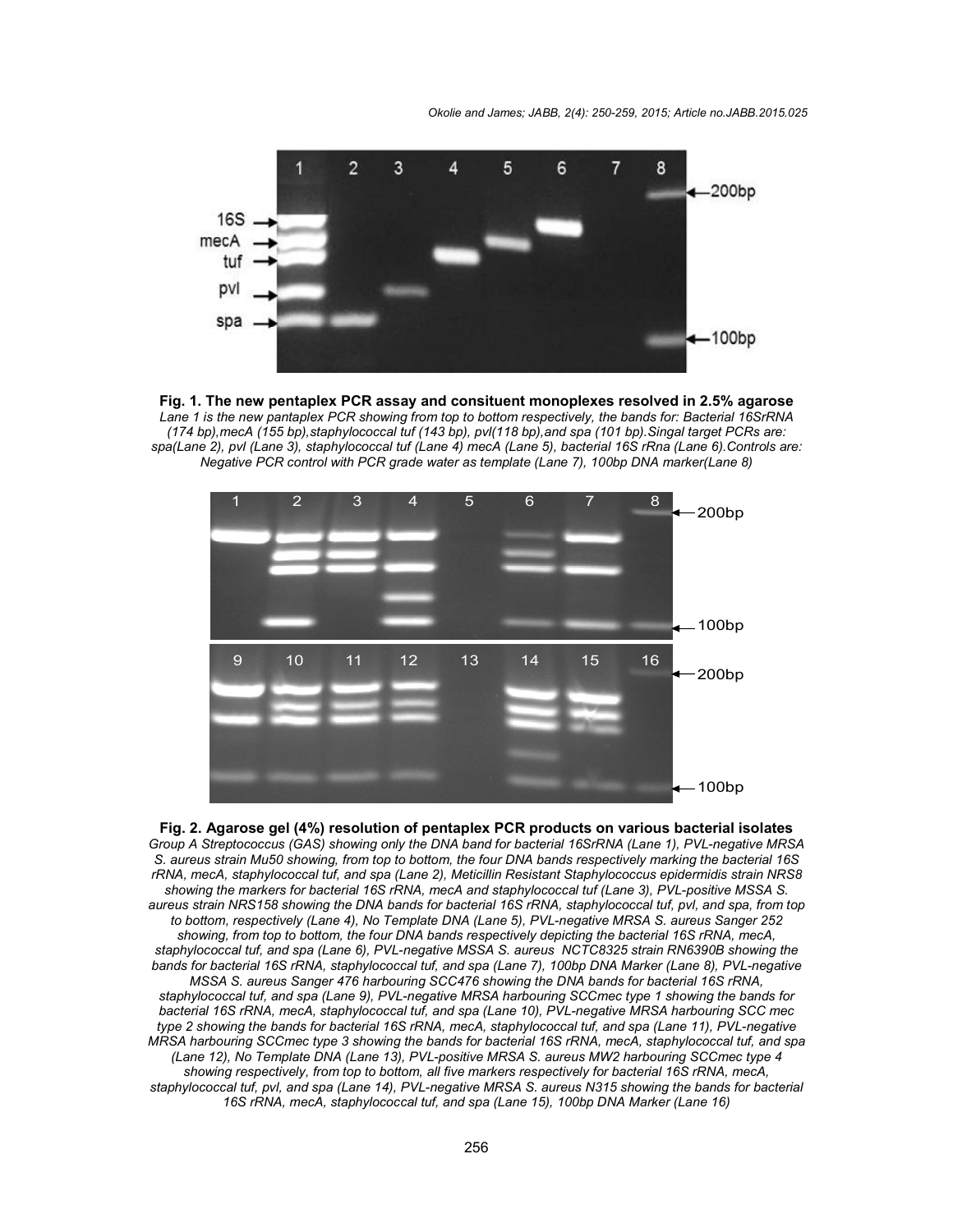**Fig. 1. The new pentaplex PCR assay and consituent monoplexes resolved in 2.5% agarose**

*Lane 1 is the new pantaplex PCR showing from top to bottom respectively, the bands for: Bacterial 16SrRNA (174 bp),mecA (155 bp),staphylococcal tuf (143 bp), pvl(118 bp),and spa (101 bp).Singal target PCRs are: spa(Lane 2), pvl (Lane 3), staphylococcal tuf (Lane 4) mecA (Lane 5), bacterial 16S rRna (Lane 6).Controls are: Negative PCR control with PCR grade water as template (Lane 7), 100bp DNA marker(Lane 8)*

**Fig. 2. Agarose gel (4%) resolution of pentaplex PCR products on various bacterial isolates**

*Group A Streptococcus (GAS) showing only the DNA band for bacterial 16SrRNA (Lane 1), PVL-negative MRSA S. aureus strain Mu50 showing, from top to bottom, the four DNA bands respectively marking the bacterial 16S rRNA, mecA, staphylococcal tuf, and spa (Lane 2), Meticillin Resistant Staphylococcus epidermidis strain NRS8 showing the markers for bacterial 16S rRNA, mecA and staphylococcal tuf (Lane 3), PVL-positive MSSA S. aureus strain NRS158 showing the DNA bands for bacterial 16S rRNA, staphylococcal tuf, pvl, and spa, from top to bottom, respectively (Lane 4), No Template DNA (Lane 5), PVL-negative MRSA S. aureus Sanger 252 showing, from top to bottom, the four DNA bands respectively depicting the bacterial 16S rRNA, mecA, staphylococcal tuf, and spa (Lane 6), PVL-negative MSSA S. aureus NCTC8325 strain RN6390B showing the bands for bacterial 16S rRNA, staphylococcal tuf, and spa (Lane 7), 100bp DNA Marker (Lane 8), PVL-negative MSSA S. aureus Sanger 476 harbouring SCC476 showing the DNA bands for bacterial 16S rRNA, staphylococcal tuf, and spa (Lane 9), PVL-negative MRSA harbouring SCCmec type 1 showing the bands for bacterial 16S rRNA, mecA, staphylococcal tuf, and spa (Lane 10), PVL-negative MRSA harbouring SCC mec type 2 showing the bands for bacterial 16S rRNA, mecA, staphylococcal tuf, and spa (Lane 11), PVL-negative MRSA harbouring SCCmec type 3 showing the bands for bacterial 16S rRNA, mecA, staphylococcal tuf, and spa (Lane 12), No Template DNA (Lane 13), PVL-positive MRSA S. aureus MW2 harbouring SCCmec type 4 showing respectively, from top to bottom, all five markers respectively for bacterial 16S rRNA, mecA, staphylococcal tuf, pvl, and spa (Lane 14), PVL-negative MRSA S. aureus N315 showing the bands for bacterial 16S rRNA, mecA, staphylococcal tuf, and spa (Lane 15), 100bp DNA Marker (Lane 16)*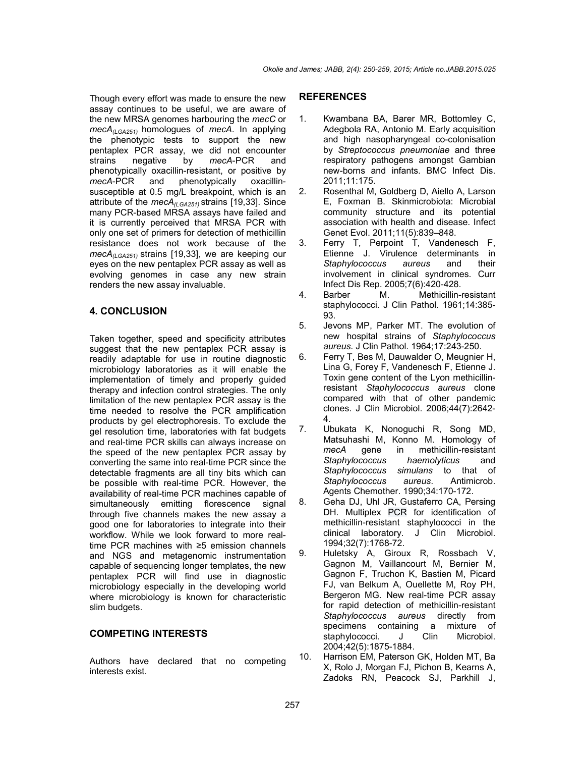Though every effort was made to ensure the new assay continues to be useful, we are aware of the new MRSA genomes harbouring the *mecC* or *mecA*$_{(LGA251)}$ homologues of *mecA*. In applying the phenotypic tests to support the new pentaplex PCR assay, we did not encounter strains negative by *mecA*-PCR and phenotypically oxacillin-resistant, or positive by *mecA*-PCR and phenotypically oxacillin-susceptible at 0.5 mg/L breakpoint, which is an attribute of the *mecA*$_{(LGA251)}$ strains [19,33]. Since many PCR-based MRSA assays have failed and it is currently perceived that MRSA PCR with only one set of primers for detection of methicillin resistance does not work because of the *mecA*$_{(LGA251)}$ strains [19,33], we are keeping our eyes on the new pentaplex PCR assay as well as evolving genomes in case any new strain renders the new assay invaluable.

## 4. CONCLUSION

Taken together, speed and specificity attributes suggest that the new pentaplex PCR assay is readily adaptable for use in routine diagnostic microbiology laboratories as it will enable the implementation of timely and properly guided therapy and infection control strategies. The only limitation of the new pentaplex PCR assay is the time needed to resolve the PCR amplification products by gel electrophoresis. To exclude the gel resolution time, laboratories with fat budgets and real-time PCR skills can always increase on the speed of the new pentaplex PCR assay by converting the same into real-time PCR since the detectable fragments are all tiny bits which can be possible with real-time PCR. However, the availability of real-time PCR machines capable of simultaneously emitting florescence signal through five channels makes the new assay a good one for laboratories to integrate into their workflow. While we look forward to more real-time PCR machines with ≥5 emission channels and NGS and metagenomic instrumentation capable of sequencing longer templates, the new pentaplex PCR will find use in diagnostic microbiology especially in the developing world where microbiology is known for characteristic slim budgets.

## COMPETING INTERESTS

Authors have declared that no competing interests exist.

## REFERENCES

1. Kwambana BA, Barer MR, Bottomley C, Adegbola RA, Antonio M. Early acquisition and high nasopharyngeal co-colonisation by *Streptococcus pneumoniae* and three respiratory pathogens amongst Gambian new-borns and infants. BMC Infect Dis. 2011;11:175.
2. Rosenthal M, Goldberg D, Aiello A, Larson E, Foxman B. Skinmicrobiota: Microbial community structure and its potential association with health and disease. Infect Genet Evol. 2011;11(5):839–848.
3. Ferry T, Perpoint T, Vandenesch F, Etienne J. Virulence determinants in *Staphylococcus aureus* and their involvement in clinical syndromes. Curr Infect Dis Rep. 2005;7(6):420-428.
4. Barber M. Methicillin-resistant staphylococci. J Clin Pathol. 1961;14:385-93.
5. Jevons MP, Parker MT. The evolution of new hospital strains of *Staphylococcus aureus*. J Clin Pathol. 1964;17:243-250.
6. Ferry T, Bes M, Dauwalder O, Meugnier H, Lina G, Forey F, Vandenesch F, Etienne J. Toxin gene content of the Lyon methicillin-resistant *Staphylococcus aureus* clone compared with that of other pandemic clones. J Clin Microbiol. 2006;44(7):2642-4.
7. Ubukata K, Nonoguchi R, Song MD, Matsuhashi M, Konno M. Homology of *mecA* gene in methicillin-resistant *Staphylococcus haemolyticus* and *Staphylococcus simulans* to that of *Staphylococcus aureus*. Antimicrob. Agents Chemother. 1990;34:170-172.
8. Geha DJ, Uhl JR, Gustaferro CA, Persing DH. Multiplex PCR for identification of methicillin-resistant staphylococci in the clinical laboratory. J Clin Microbiol. 1994;32(7):1768-72.
9. Huletsky A, Giroux R, Rossbach V, Gagnon M, Vaillancourt M, Bernier M, Gagnon F, Truchon K, Bastien M, Picard FJ, van Belkum A, Ouellette M, Roy PH, Bergeron MG. New real-time PCR assay for rapid detection of methicillin-resistant *Staphylococcus aureus* directly from specimens containing a mixture of staphylococci. J Clin Microbiol. 2004;42(5):1875-1884.
10. Harrison EM, Paterson GK, Holden MT, Ba X, Rolo J, Morgan FJ, Pichon B, Kearns A, Zadoks RN, Peacock SJ, Parkhill J,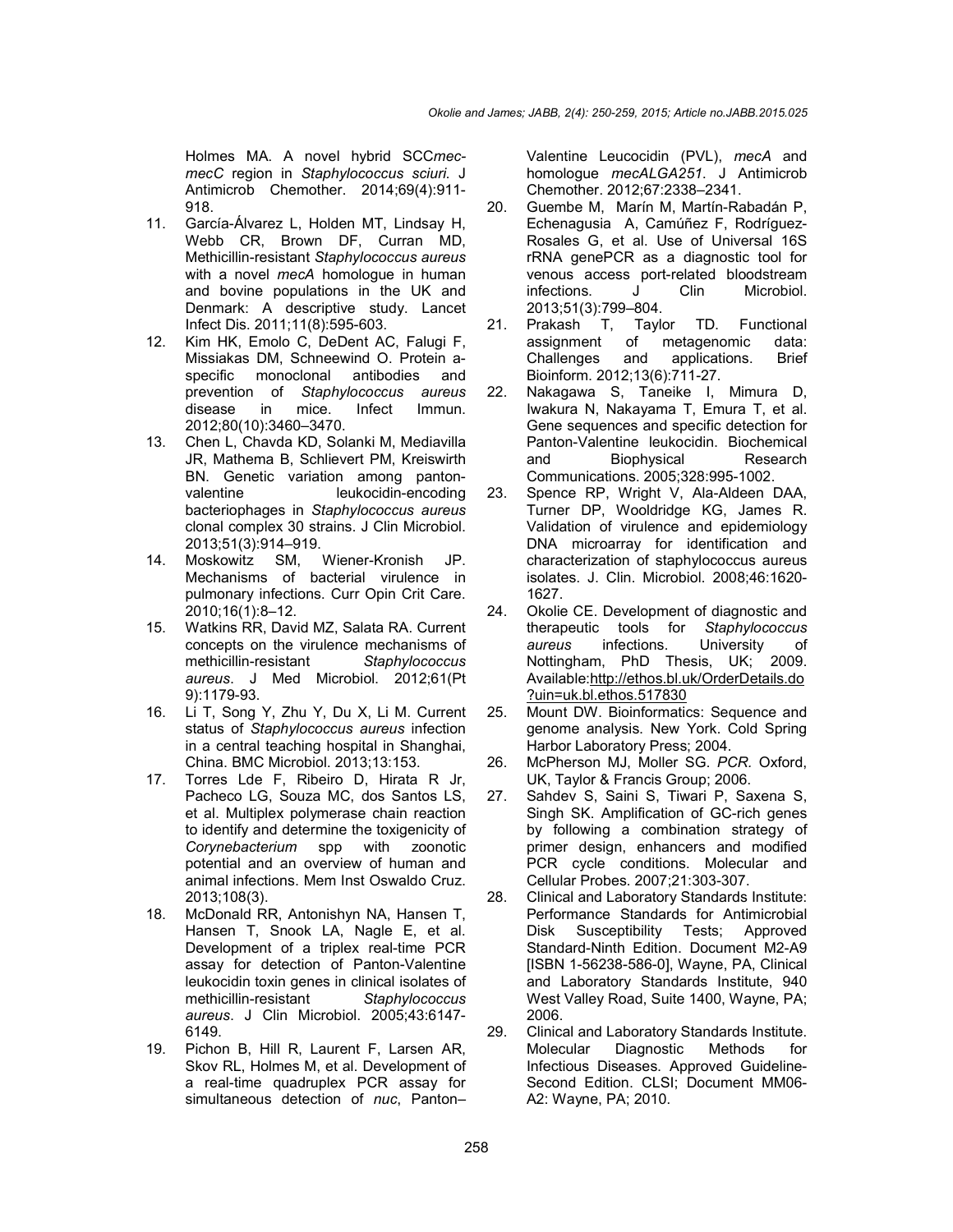Holmes MA. A novel hybrid SCC*mec*-*mecC* region in *Staphylococcus sciuri*. J Antimicrob Chemother. 2014;69(4):911-918.

11. García-Álvarez L, Holden MT, Lindsay H, Webb CR, Brown DF, Curran MD, Methicillin-resistant *Staphylococcus aureus* with a novel *mecA* homologue in human and bovine populations in the UK and Denmark: A descriptive study. Lancet Infect Dis. 2011;11(8):595-603.
12. Kim HK, Emolo C, DeDent AC, Falugi F, Missiakas DM, Schneewind O. Protein a-specific monoclonal antibodies and prevention of *Staphylococcus aureus* disease in mice. Infect Immun. 2012;80(10):3460–3470.
13. Chen L, Chavda KD, Solanki M, Mediavilla JR, Mathema B, Schlievert PM, Kreiswirth BN. Genetic variation among panton-valentine leukocidin-encoding bacteriophages in *Staphylococcus aureus* clonal complex 30 strains. J Clin Microbiol. 2013;51(3):914–919.
14. Moskowitz SM, Wiener-Kronish JP. Mechanisms of bacterial virulence in pulmonary infections. Curr Opin Crit Care. 2010;16(1):8–12.
15. Watkins RR, David MZ, Salata RA. Current concepts on the virulence mechanisms of methicillin-resistant *Staphylococcus aureus*. J Med Microbiol. 2012;61(Pt 9):1179-93.
16. Li T, Song Y, Zhu Y, Du X, Li M. Current status of *Staphylococcus aureus* infection in a central teaching hospital in Shanghai, China. BMC Microbiol. 2013;13:153.
17. Torres Lde F, Ribeiro D, Hirata R Jr, Pacheco LG, Souza MC, dos Santos LS, et al. Multiplex polymerase chain reaction to identify and determine the toxigenicity of *Corynebacterium* spp with zoonotic potential and an overview of human and animal infections. Mem Inst Oswaldo Cruz. 2013;108(3).
18. McDonald RR, Antonishyn NA, Hansen T, Hansen T, Snook LA, Nagle E, et al. Development of a triplex real-time PCR assay for detection of Panton-Valentine leukocidin toxin genes in clinical isolates of methicillin-resistant *Staphylococcus aureus*. J Clin Microbiol. 2005;43:6147-6149.
19. Pichon B, Hill R, Laurent F, Larsen AR, Skov RL, Holmes M, et al. Development of a real-time quadruplex PCR assay for simultaneous detection of *nuc*, Panton–Valentine Leucocidin (PVL), *mecA* and homologue *mecALGA251*. J Antimicrob Chemother. 2012;67:2338–2341.
20. Guembe M, Marín M, Martín-Rabadán P, Echenagusia A, Camúñez F, Rodríguez-Rosales G, et al. Use of Universal 16S rRNA genePCR as a diagnostic tool for venous access port-related bloodstream infections. J Clin Microbiol. 2013;51(3):799–804.
21. Prakash T, Taylor TD. Functional assignment of metagenomic data: Challenges and applications. Brief Bioinform. 2012;13(6):711-27.
22. Nakagawa S, Taneike I, Mimura D, Iwakura N, Nakayama T, Emura T, et al. Gene sequences and specific detection for Panton-Valentine leukocidin. Biochemical and Biophysical Research Communications. 2005;328:995-1002.
23. Spence RP, Wright V, Ala-Aldeen DAA, Turner DP, Wooldridge KG, James R. Validation of virulence and epidemiology DNA microarray for identification and characterization of staphylococcus aureus isolates. J. Clin. Microbiol. 2008;46:1620-1627.
24. Okolie CE. Development of diagnostic and therapeutic tools for *Staphylococcus aureus* infections. University of Nottingham, PhD Thesis, UK; 2009. Available:http://ethos.bl.uk/OrderDetails.do?uin=uk.bl.ethos.517830
25. Mount DW. Bioinformatics: Sequence and genome analysis. New York. Cold Spring Harbor Laboratory Press; 2004.
26. McPherson MJ, Moller SG. *PCR*. Oxford, UK, Taylor & Francis Group; 2006.
27. Sahdev S, Saini S, Tiwari P, Saxena S, Singh SK. Amplification of GC-rich genes by following a combination strategy of primer design, enhancers and modified PCR cycle conditions. Molecular and Cellular Probes. 2007;21:303-307.
28. Clinical and Laboratory Standards Institute: Performance Standards for Antimicrobial Disk Susceptibility Tests; Approved Standard-Ninth Edition. Document M2-A9 [ISBN 1-56238-586-0], Wayne, PA, Clinical and Laboratory Standards Institute, 940 West Valley Road, Suite 1400, Wayne, PA; 2006.
29. Clinical and Laboratory Standards Institute. Molecular Diagnostic Methods for Infectious Diseases. Approved Guideline-Second Edition. CLSI; Document MM06-A2: Wayne, PA; 2010.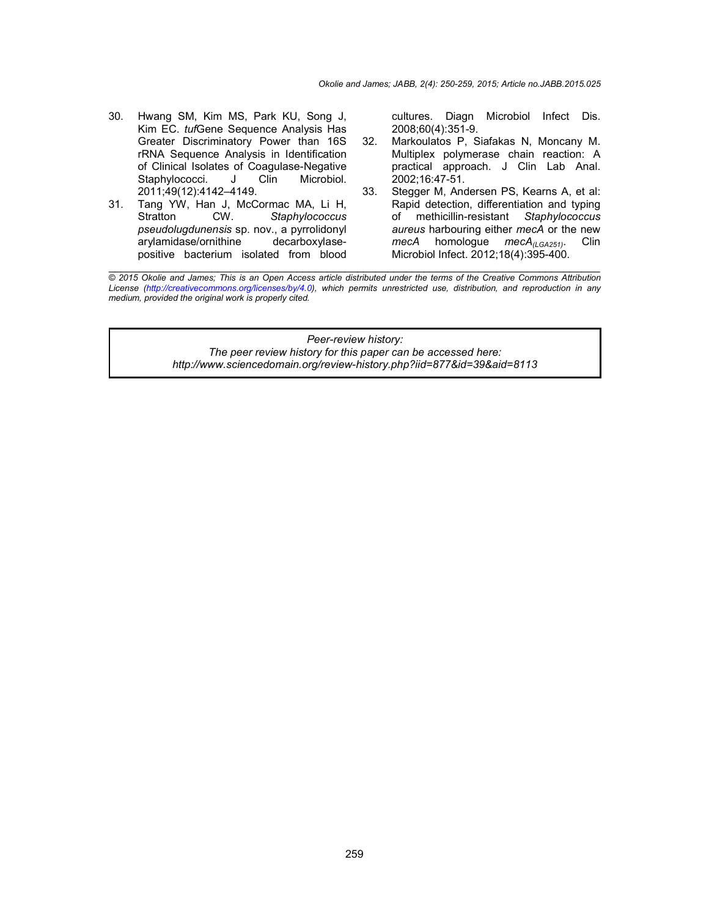30. Hwang SM, Kim MS, Park KU, Song J, Kim EC. *tuf*Gene Sequence Analysis Has Greater Discriminatory Power than 16S rRNA Sequence Analysis in Identification of Clinical Isolates of Coagulase-Negative Staphylococci. J Clin Microbiol. 2011;49(12):4142–4149.
31. Tang YW, Han J, McCormac MA, Li H, Stratton CW. *Staphylococcus pseudolugdunensis* sp. nov., a pyrrolidonyl arylamidase/ornithine decarboxylase-positive bacterium isolated from blood cultures. Diagn Microbiol Infect Dis. 2008;60(4):351-9.
32. Markoulatos P, Siafakas N, Moncany M. Multiplex polymerase chain reaction: A practical approach. J Clin Lab Anal. 2002;16:47-51.
33. Stegger M, Andersen PS, Kearns A, et al: Rapid detection, differentiation and typing of methicillin-resistant *Staphylococcus aureus* harbouring either *mecA* or the new *mecA* homologue *mecA*$_{(LGA251)}$. Clin Microbiol Infect. 2012;18(4):395-400.

---

*© 2015 Okolie and James; This is an Open Access article distributed under the terms of the Creative Commons Attribution License (http://creativecommons.org/licenses/by/4.0), which permits unrestricted use, distribution, and reproduction in any medium, provided the original work is properly cited.*

*Peer-review history:*
*The peer review history for this paper can be accessed here:*
*http://www.sciencedomain.org/review-history.php?iid=877&id=39&aid=8113*